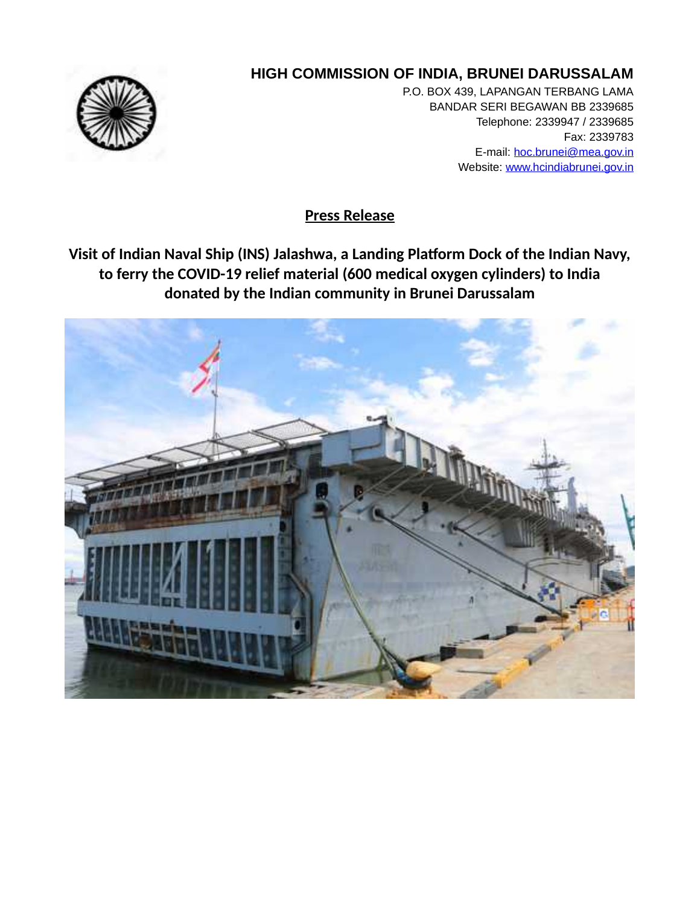# HIGH COMMISSION OF INDIA, BRUNEI DARUSSALAM

P.O. BOX 439, LAPANGAN TERBANG LAMA
BANDAR SERI BEGAWAN BB 2339685
Telephone: 2339947 / 2339685
Fax: 2339783
E-mail: hoc.brunei@mea.gov.in
Website: www.hcindiabrunei.gov.in

**Press Release**

## Visit of Indian Naval Ship (INS) Jalashwa, a Landing Platform Dock of the Indian Navy, to ferry the COVID-19 relief material (600 medical oxygen cylinders) to India donated by the Indian community in Brunei Darussalam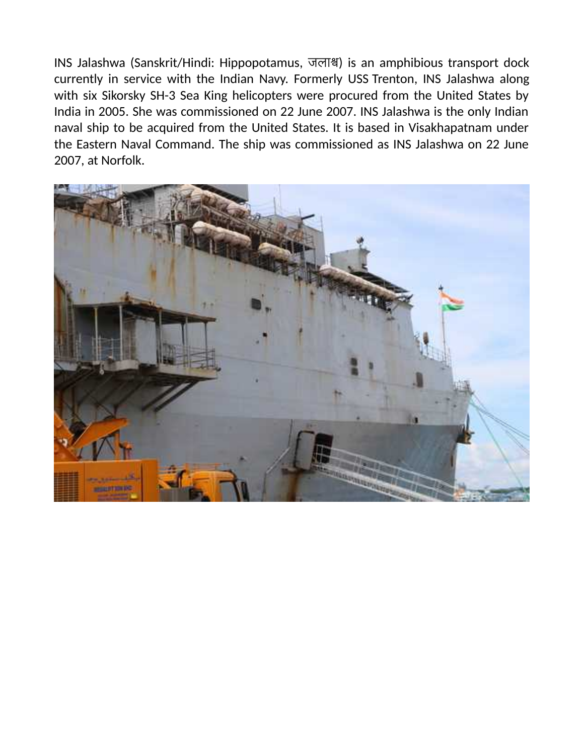INS Jalashwa (Sanskrit/Hindi: Hippopotamus, जलाश्व) is an amphibious transport dock currently in service with the Indian Navy. Formerly USS Trenton, INS Jalashwa along with six Sikorsky SH-3 Sea King helicopters were procured from the United States by India in 2005. She was commissioned on 22 June 2007. INS Jalashwa is the only Indian naval ship to be acquired from the United States. It is based in Visakhapatnam under the Eastern Naval Command. The ship was commissioned as INS Jalashwa on 22 June 2007, at Norfolk.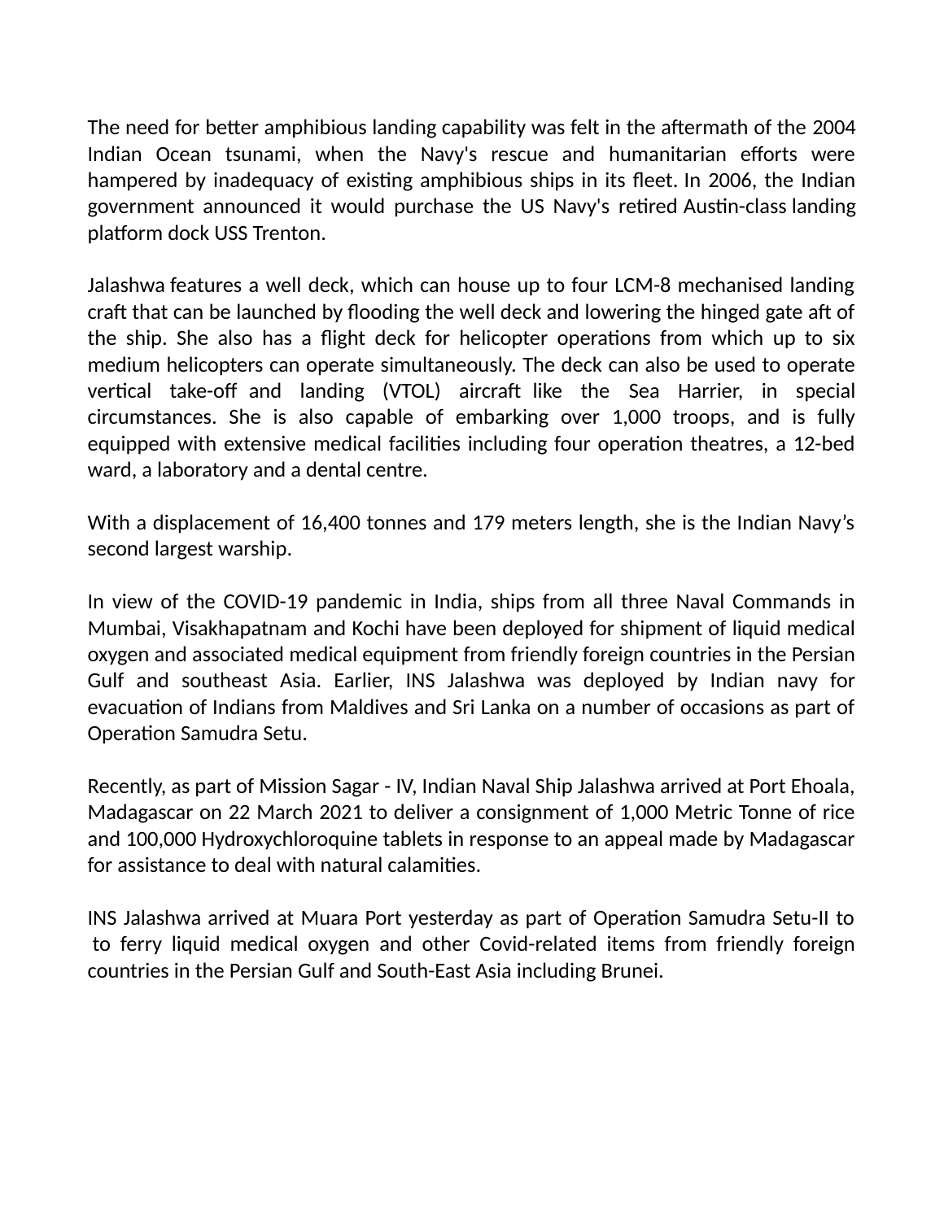The need for better amphibious landing capability was felt in the aftermath of the 2004 Indian Ocean tsunami, when the Navy's rescue and humanitarian efforts were hampered by inadequacy of existing amphibious ships in its fleet. In 2006, the Indian government announced it would purchase the US Navy's retired Austin-class landing platform dock USS Trenton.

Jalashwa features a well deck, which can house up to four LCM-8 mechanised landing craft that can be launched by flooding the well deck and lowering the hinged gate aft of the ship. She also has a flight deck for helicopter operations from which up to six medium helicopters can operate simultaneously. The deck can also be used to operate vertical take-off and landing (VTOL) aircraft like the Sea Harrier, in special circumstances. She is also capable of embarking over 1,000 troops, and is fully equipped with extensive medical facilities including four operation theatres, a 12-bed ward, a laboratory and a dental centre.

With a displacement of 16,400 tonnes and 179 meters length, she is the Indian Navy's second largest warship.

In view of the COVID-19 pandemic in India, ships from all three Naval Commands in Mumbai, Visakhapatnam and Kochi have been deployed for shipment of liquid medical oxygen and associated medical equipment from friendly foreign countries in the Persian Gulf and southeast Asia. Earlier, INS Jalashwa was deployed by Indian navy for evacuation of Indians from Maldives and Sri Lanka on a number of occasions as part of Operation Samudra Setu.

Recently, as part of Mission Sagar - IV, Indian Naval Ship Jalashwa arrived at Port Ehoala, Madagascar on 22 March 2021 to deliver a consignment of 1,000 Metric Tonne of rice and 100,000 Hydroxychloroquine tablets in response to an appeal made by Madagascar for assistance to deal with natural calamities.

INS Jalashwa arrived at Muara Port yesterday as part of Operation Samudra Setu-II to to ferry liquid medical oxygen and other Covid-related items from friendly foreign countries in the Persian Gulf and South-East Asia including Brunei.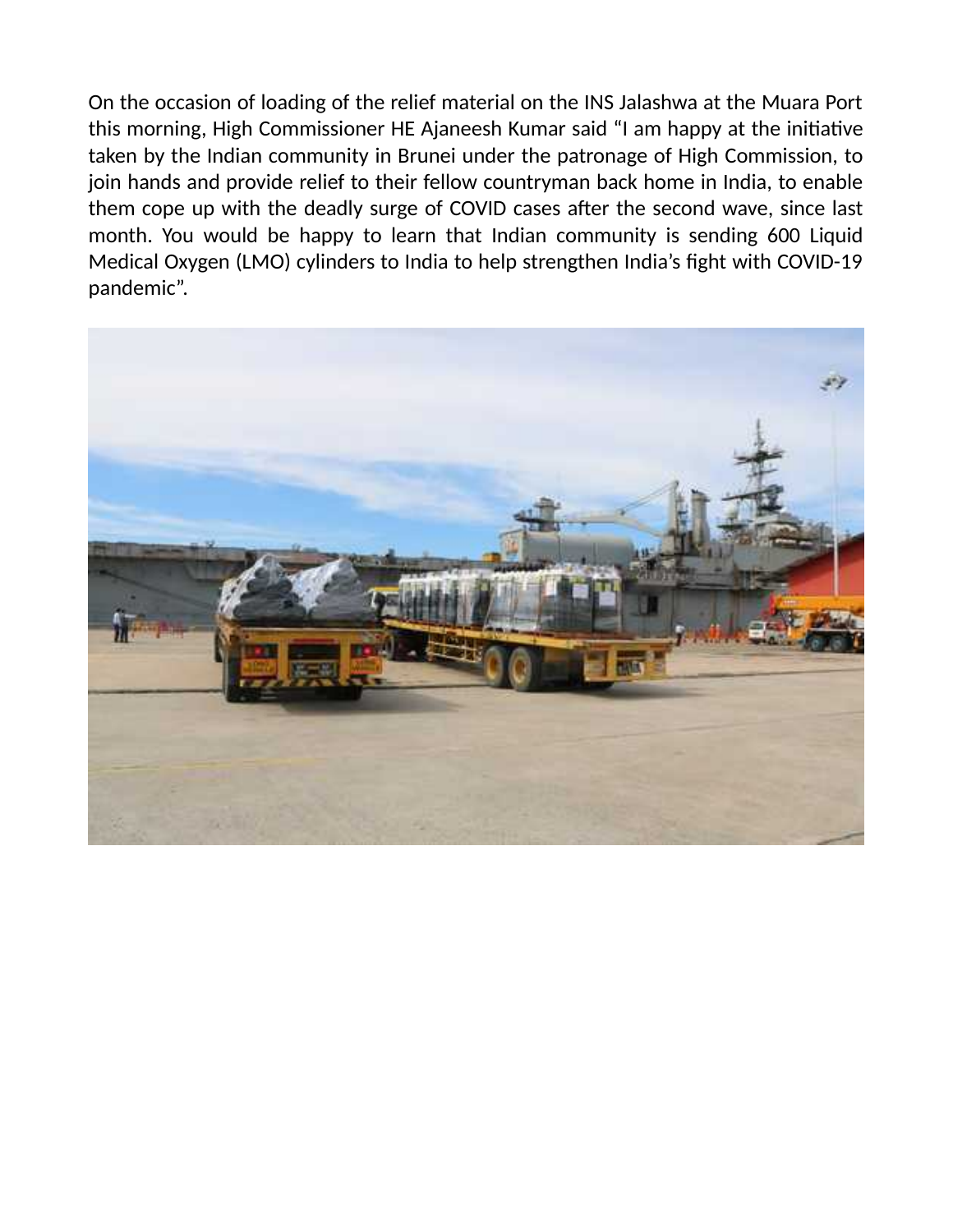On the occasion of loading of the relief material on the INS Jalashwa at the Muara Port this morning, High Commissioner HE Ajaneesh Kumar said “I am happy at the initiative taken by the Indian community in Brunei under the patronage of High Commission, to join hands and provide relief to their fellow countryman back home in India, to enable them cope up with the deadly surge of COVID cases after the second wave, since last month. You would be happy to learn that Indian community is sending 600 Liquid Medical Oxygen (LMO) cylinders to India to help strengthen India’s fight with COVID-19 pandemic”.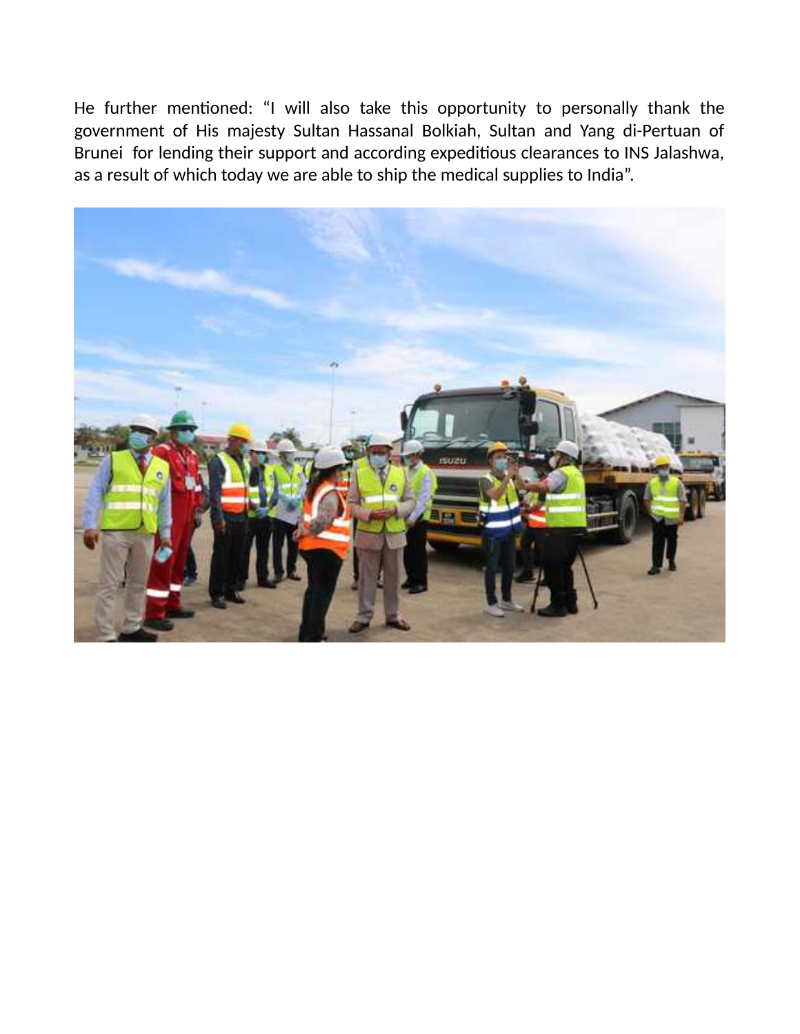He further mentioned: "I will also take this opportunity to personally thank the government of His majesty Sultan Hassanal Bolkiah, Sultan and Yang di-Pertuan of Brunei for lending their support and according expeditious clearances to INS Jalashwa, as a result of which today we are able to ship the medical supplies to India".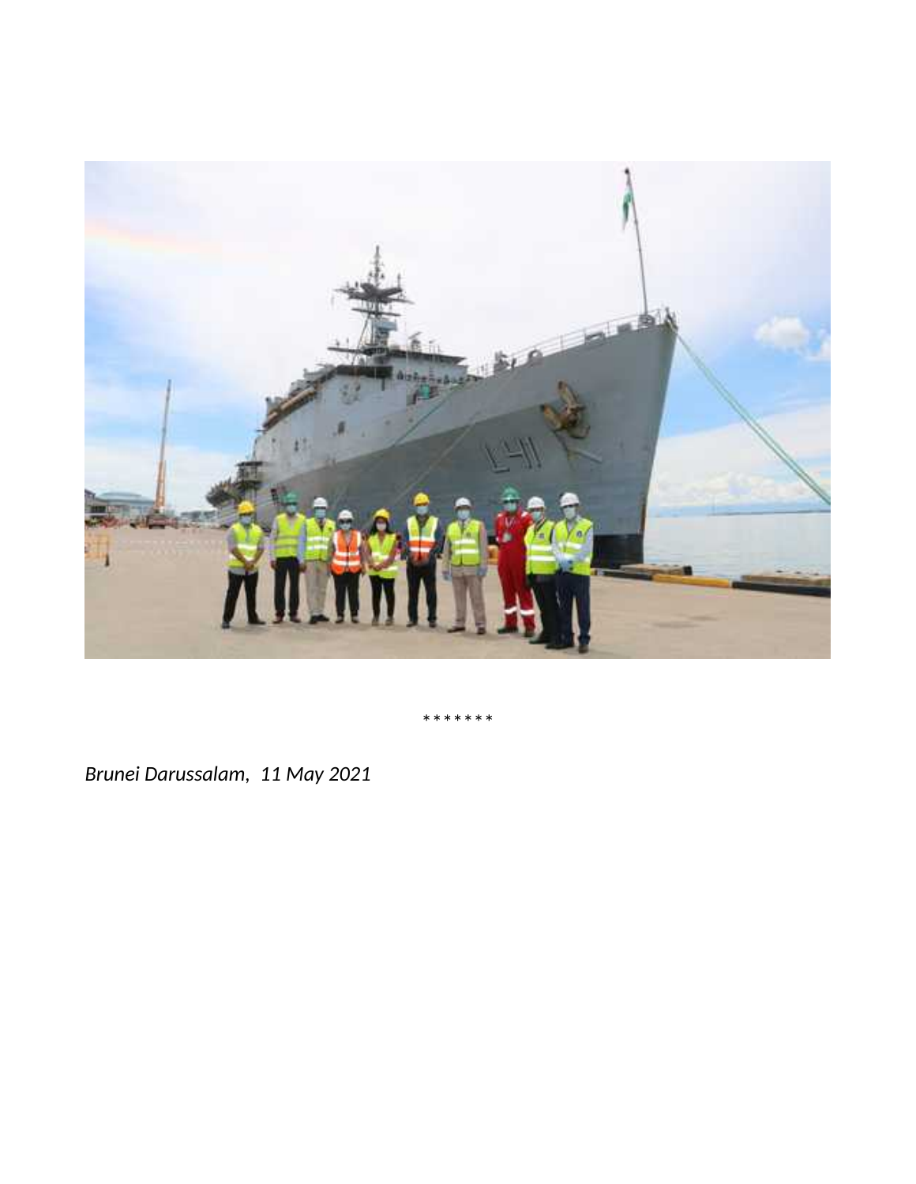\*\*\*\*\*\*\*

*Brunei Darussalam, 11 May 2021*